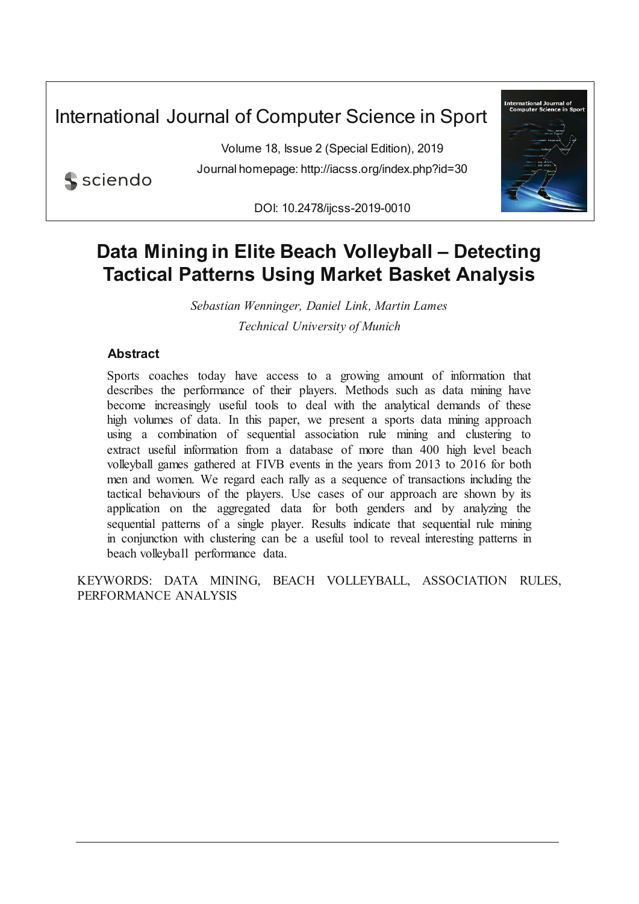International Journal of Computer Science in Sport

Volume 18, Issue 2 (Special Edition), 2019

Journal homepage: http://iacss.org/index.php?id=30

DOI: 10.2478/ijcss-2019-0010

# Data Mining in Elite Beach Volleyball – Detecting Tactical Patterns Using Market Basket Analysis

*Sebastian Wenninger, Daniel Link, Martin Lames*

*Technical University of Munich*

## Abstract

Sports coaches today have access to a growing amount of information that describes the performance of their players. Methods such as data mining have become increasingly useful tools to deal with the analytical demands of these high volumes of data. In this paper, we present a sports data mining approach using a combination of sequential association rule mining and clustering to extract useful information from a database of more than 400 high level beach volleyball games gathered at FIVB events in the years from 2013 to 2016 for both men and women. We regard each rally as a sequence of transactions including the tactical behaviours of the players. Use cases of our approach are shown by its application on the aggregated data for both genders and by analyzing the sequential patterns of a single player. Results indicate that sequential rule mining in conjunction with clustering can be a useful tool to reveal interesting patterns in beach volleyball performance data.

KEYWORDS: DATA MINING, BEACH VOLLEYBALL, ASSOCIATION RULES, PERFORMANCE ANALYSIS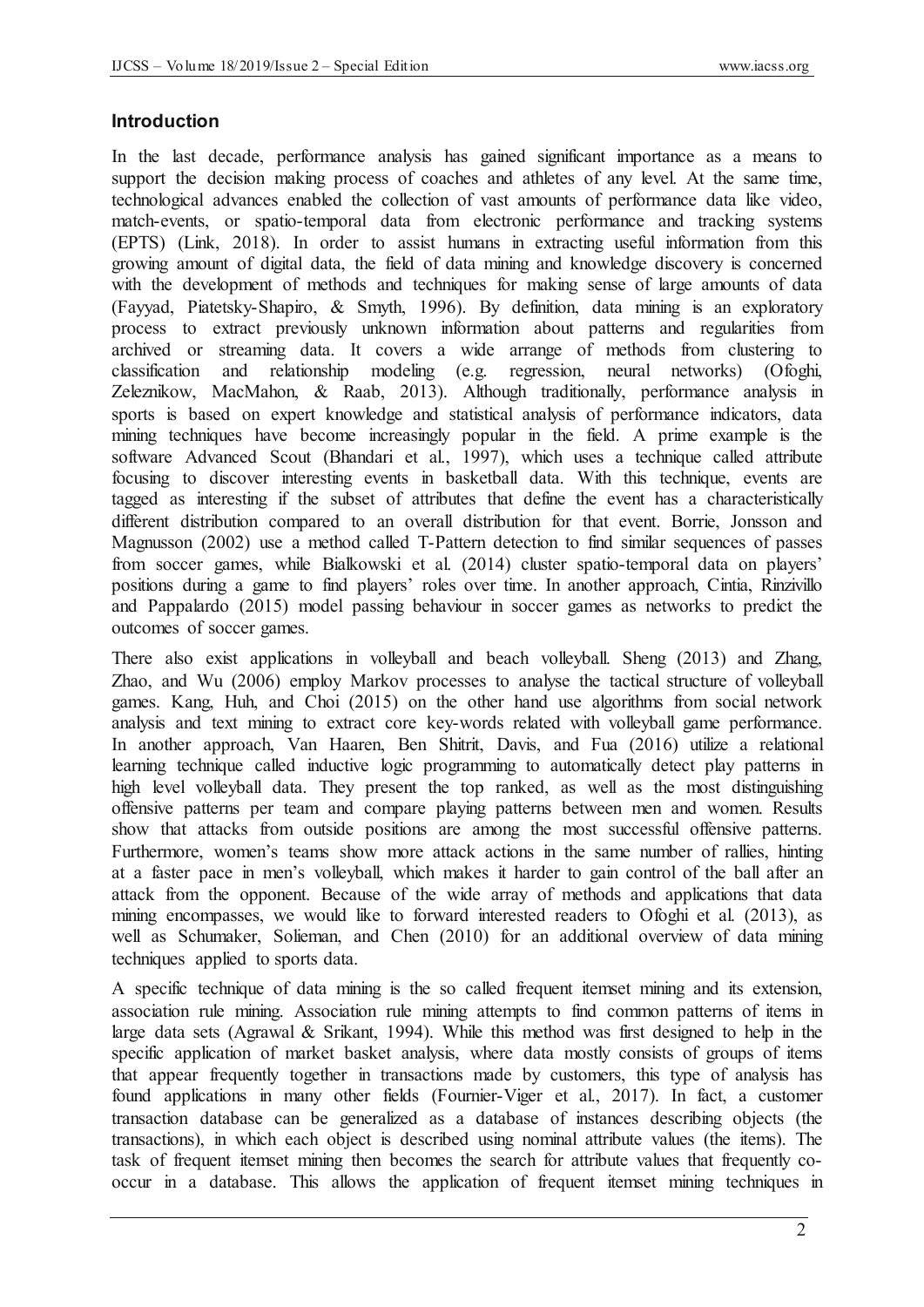## Introduction

In the last decade, performance analysis has gained significant importance as a means to support the decision making process of coaches and athletes of any level. At the same time, technological advances enabled the collection of vast amounts of performance data like video, match-events, or spatio-temporal data from electronic performance and tracking systems (EPTS) (Link, 2018). In order to assist humans in extracting useful information from this growing amount of digital data, the field of data mining and knowledge discovery is concerned with the development of methods and techniques for making sense of large amounts of data (Fayyad, Piatetsky-Shapiro, & Smyth, 1996). By definition, data mining is an exploratory process to extract previously unknown information about patterns and regularities from archived or streaming data. It covers a wide arrange of methods from clustering to classification and relationship modeling (e.g. regression, neural networks) (Ofoghi, Zeleznikow, MacMahon, & Raab, 2013). Although traditionally, performance analysis in sports is based on expert knowledge and statistical analysis of performance indicators, data mining techniques have become increasingly popular in the field. A prime example is the software Advanced Scout (Bhandari et al., 1997), which uses a technique called attribute focusing to discover interesting events in basketball data. With this technique, events are tagged as interesting if the subset of attributes that define the event has a characteristically different distribution compared to an overall distribution for that event. Borrie, Jonsson and Magnusson (2002) use a method called T-Pattern detection to find similar sequences of passes from soccer games, while Bialkowski et al. (2014) cluster spatio-temporal data on players' positions during a game to find players' roles over time. In another approach, Cintia, Rinzivillo and Pappalardo (2015) model passing behaviour in soccer games as networks to predict the outcomes of soccer games.

There also exist applications in volleyball and beach volleyball. Sheng (2013) and Zhang, Zhao, and Wu (2006) employ Markov processes to analyse the tactical structure of volleyball games. Kang, Huh, and Choi (2015) on the other hand use algorithms from social network analysis and text mining to extract core key-words related with volleyball game performance. In another approach, Van Haaren, Ben Shitrit, Davis, and Fua (2016) utilize a relational learning technique called inductive logic programming to automatically detect play patterns in high level volleyball data. They present the top ranked, as well as the most distinguishing offensive patterns per team and compare playing patterns between men and women. Results show that attacks from outside positions are among the most successful offensive patterns. Furthermore, women's teams show more attack actions in the same number of rallies, hinting at a faster pace in men's volleyball, which makes it harder to gain control of the ball after an attack from the opponent. Because of the wide array of methods and applications that data mining encompasses, we would like to forward interested readers to Ofoghi et al. (2013), as well as Schumaker, Solieman, and Chen (2010) for an additional overview of data mining techniques applied to sports data.

A specific technique of data mining is the so called frequent itemset mining and its extension, association rule mining. Association rule mining attempts to find common patterns of items in large data sets (Agrawal & Srikant, 1994). While this method was first designed to help in the specific application of market basket analysis, where data mostly consists of groups of items that appear frequently together in transactions made by customers, this type of analysis has found applications in many other fields (Fournier-Viger et al., 2017). In fact, a customer transaction database can be generalized as a database of instances describing objects (the transactions), in which each object is described using nominal attribute values (the items). The task of frequent itemset mining then becomes the search for attribute values that frequently co-occur in a database. This allows the application of frequent itemset mining techniques in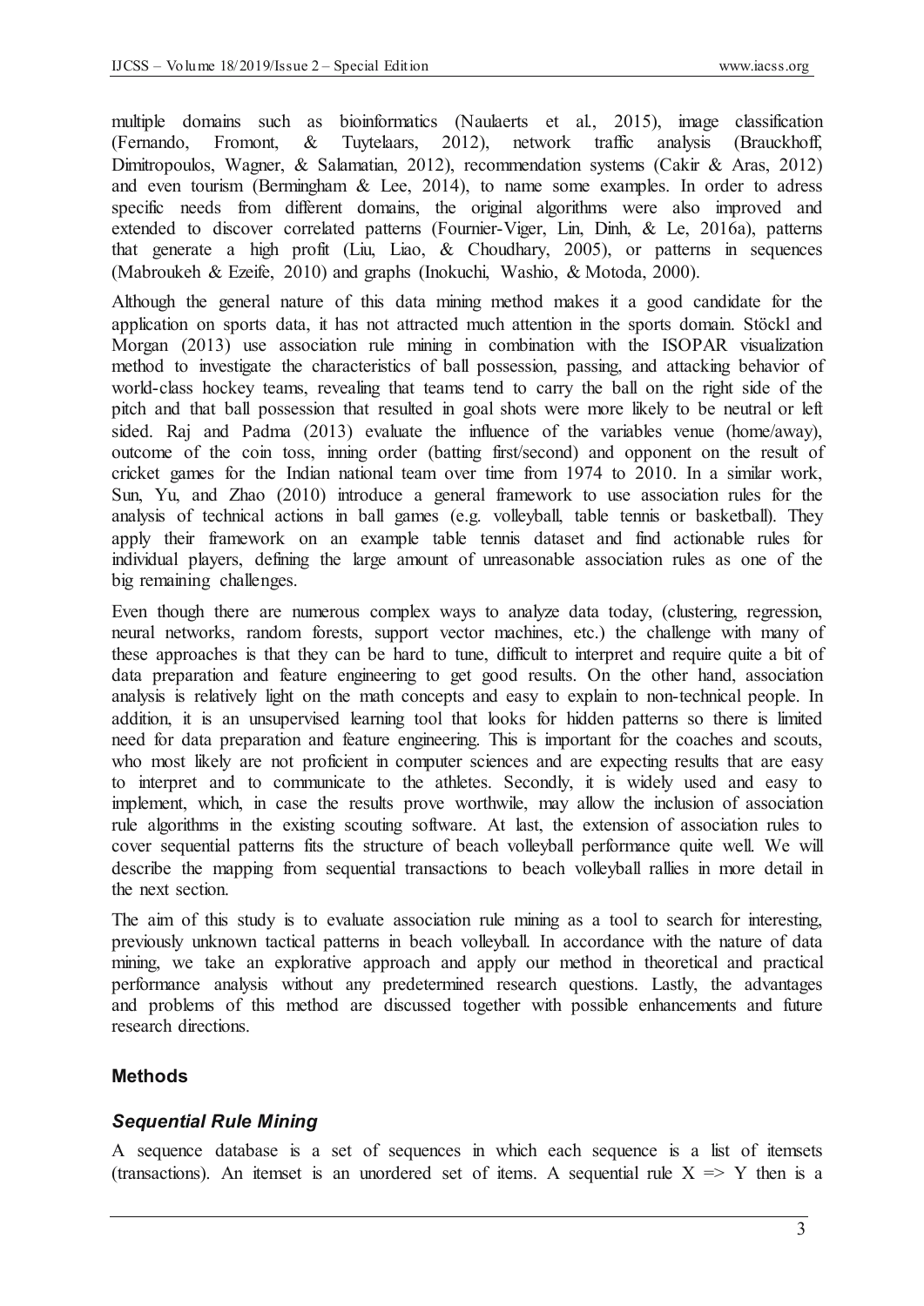multiple domains such as bioinformatics (Naulaerts et al., 2015), image classification (Fernando, Fromont, & Tuytelaars, 2012), network traffic analysis (Brauckhoff, Dimitropoulos, Wagner, & Salamatian, 2012), recommendation systems (Cakir & Aras, 2012) and even tourism (Bermingham & Lee, 2014), to name some examples. In order to adress specific needs from different domains, the original algorithms were also improved and extended to discover correlated patterns (Fournier-Viger, Lin, Dinh, & Le, 2016a), patterns that generate a high profit (Liu, Liao, & Choudhary, 2005), or patterns in sequences (Mabroukeh & Ezeife, 2010) and graphs (Inokuchi, Washio, & Motoda, 2000).

Although the general nature of this data mining method makes it a good candidate for the application on sports data, it has not attracted much attention in the sports domain. Stöckl and Morgan (2013) use association rule mining in combination with the ISOPAR visualization method to investigate the characteristics of ball possession, passing, and attacking behavior of world-class hockey teams, revealing that teams tend to carry the ball on the right side of the pitch and that ball possession that resulted in goal shots were more likely to be neutral or left sided. Raj and Padma (2013) evaluate the influence of the variables venue (home/away), outcome of the coin toss, inning order (batting first/second) and opponent on the result of cricket games for the Indian national team over time from 1974 to 2010. In a similar work, Sun, Yu, and Zhao (2010) introduce a general framework to use association rules for the analysis of technical actions in ball games (e.g. volleyball, table tennis or basketball). They apply their framework on an example table tennis dataset and find actionable rules for individual players, defining the large amount of unreasonable association rules as one of the big remaining challenges.

Even though there are numerous complex ways to analyze data today, (clustering, regression, neural networks, random forests, support vector machines, etc.) the challenge with many of these approaches is that they can be hard to tune, difficult to interpret and require quite a bit of data preparation and feature engineering to get good results. On the other hand, association analysis is relatively light on the math concepts and easy to explain to non-technical people. In addition, it is an unsupervised learning tool that looks for hidden patterns so there is limited need for data preparation and feature engineering. This is important for the coaches and scouts, who most likely are not proficient in computer sciences and are expecting results that are easy to interpret and to communicate to the athletes. Secondly, it is widely used and easy to implement, which, in case the results prove worthwile, may allow the inclusion of association rule algorithms in the existing scouting software. At last, the extension of association rules to cover sequential patterns fits the structure of beach volleyball performance quite well. We will describe the mapping from sequential transactions to beach volleyball rallies in more detail in the next section.

The aim of this study is to evaluate association rule mining as a tool to search for interesting, previously unknown tactical patterns in beach volleyball. In accordance with the nature of data mining, we take an explorative approach and apply our method in theoretical and practical performance analysis without any predetermined research questions. Lastly, the advantages and problems of this method are discussed together with possible enhancements and future research directions.

## Methods

### *Sequential Rule Mining*

A sequence database is a set of sequences in which each sequence is a list of itemsets (transactions). An itemset is an unordered set of items. A sequential rule $X \Rightarrow Y$ then is a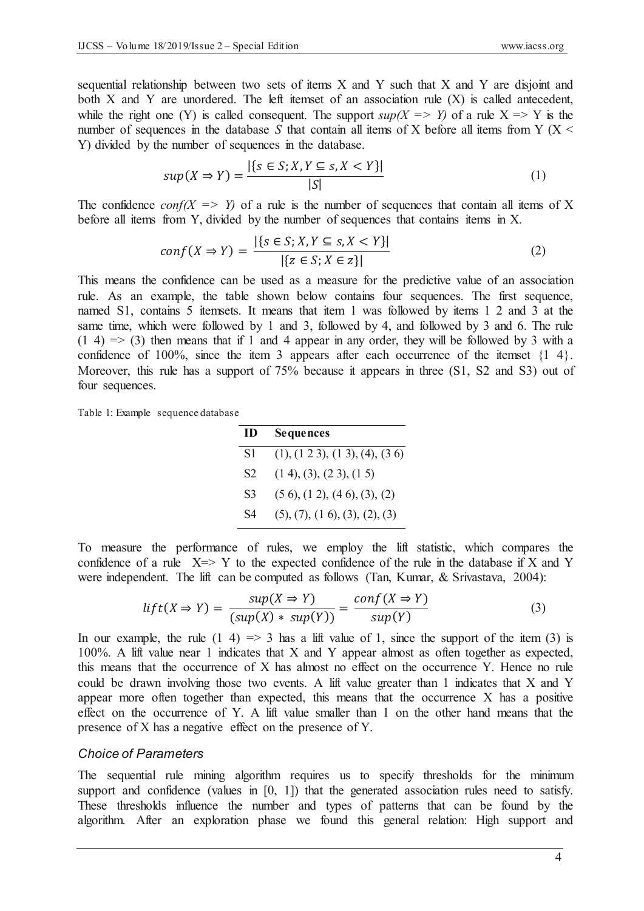sequential relationship between two sets of items X and Y such that X and Y are disjoint and both X and Y are unordered. The left itemset of an association rule (X) is called antecedent, while the right one (Y) is called consequent. The support $sup(X \Rightarrow Y)$ of a rule $X \Rightarrow Y$ is the number of sequences in the database $S$ that contain all items of X before all items from Y ($X < Y$) divided by the number of sequences in the database.

$$sup(X \Rightarrow Y) = \frac{|\{s \in S; X, Y \subseteq s, X < Y\}|}{|S|} \tag{1}$$

The confidence $conf(X \Rightarrow Y)$ of a rule is the number of sequences that contain all items of X before all items from Y, divided by the number of sequences that contains items in X.

$$conf(X \Rightarrow Y) = \frac{|\{s \in S; X, Y \subseteq s, X < Y\}|}{|\{z \in S; X \in z\}|} \tag{2}$$

This means the confidence can be used as a measure for the predictive value of an association rule. As an example, the table shown below contains four sequences. The first sequence, named S1, contains 5 itemsets. It means that item 1 was followed by items 1 2 and 3 at the same time, which were followed by 1 and 3, followed by 4, and followed by 3 and 6. The rule (1 4) => (3) then means that if 1 and 4 appear in any order, they will be followed by 3 with a confidence of 100%, since the item 3 appears after each occurrence of the itemset {1 4}. Moreover, this rule has a support of 75% because it appears in three (S1, S2 and S3) out of four sequences.

Table 1: Example sequence database

| ID | Sequences |
|---|---|
| S1 | (1), (1 2 3), (1 3), (4), (3 6) |
| S2 | (1 4), (3), (2 3), (1 5) |
| S3 | (5 6), (1 2), (4 6), (3), (2) |
| S4 | (5), (7), (1 6), (3), (2), (3) |

To measure the performance of rules, we employ the lift statistic, which compares the confidence of a rule $X \Rightarrow Y$ to the expected confidence of the rule in the database if X and Y were independent. The lift can be computed as follows (Tan, Kumar, & Srivastava, 2004):

$$lift(X \Rightarrow Y) = \frac{sup(X \Rightarrow Y)}{(sup(X) * sup(Y))} = \frac{conf(X \Rightarrow Y)}{sup(Y)} \tag{3}$$

In our example, the rule (1 4) => 3 has a lift value of 1, since the support of the item (3) is 100%. A lift value near 1 indicates that X and Y appear almost as often together as expected, this means that the occurrence of X has almost no effect on the occurrence Y. Hence no rule could be drawn involving those two events. A lift value greater than 1 indicates that X and Y appear more often together than expected, this means that the occurrence X has a positive effect on the occurrence of Y. A lift value smaller than 1 on the other hand means that the presence of X has a negative effect on the presence of Y.

### *Choice of Parameters*

The sequential rule mining algorithm requires us to specify thresholds for the minimum support and confidence (values in [0, 1]) that the generated association rules need to satisfy. These thresholds influence the number and types of patterns that can be found by the algorithm. After an exploration phase we found this general relation: High support and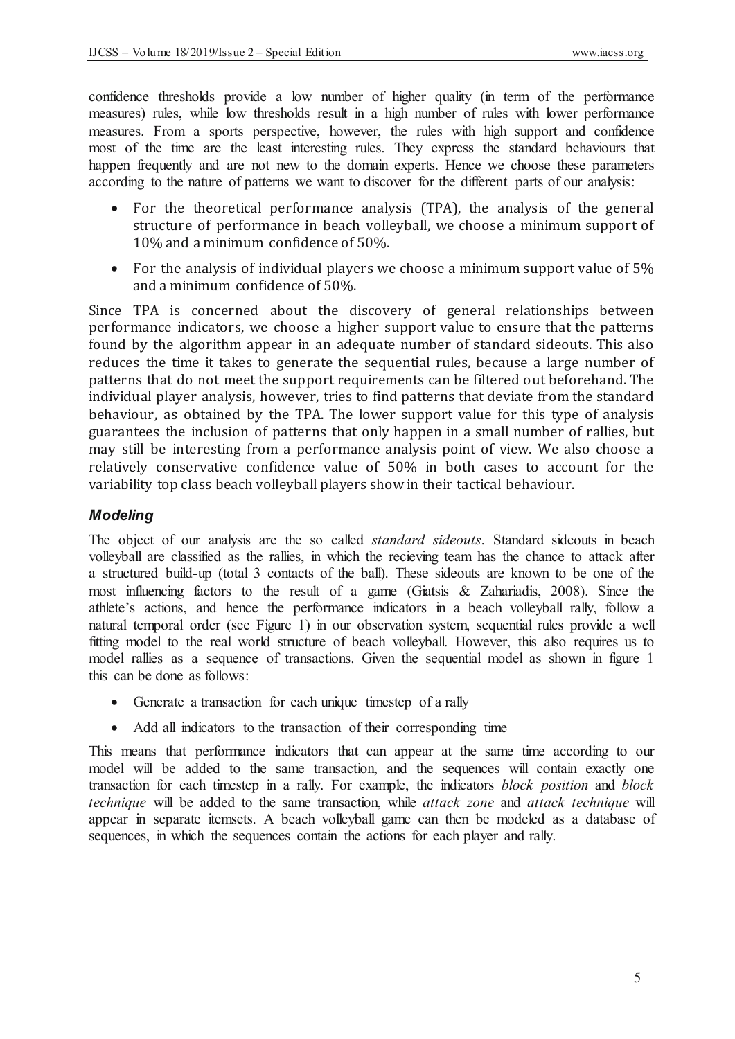confidence thresholds provide a low number of higher quality (in term of the performance measures) rules, while low thresholds result in a high number of rules with lower performance measures. From a sports perspective, however, the rules with high support and confidence most of the time are the least interesting rules. They express the standard behaviours that happen frequently and are not new to the domain experts. Hence we choose these parameters according to the nature of patterns we want to discover for the different parts of our analysis:

- For the theoretical performance analysis (TPA), the analysis of the general structure of performance in beach volleyball, we choose a minimum support of 10% and a minimum confidence of 50%.
- For the analysis of individual players we choose a minimum support value of 5% and a minimum confidence of 50%.

Since TPA is concerned about the discovery of general relationships between performance indicators, we choose a higher support value to ensure that the patterns found by the algorithm appear in an adequate number of standard sideouts. This also reduces the time it takes to generate the sequential rules, because a large number of patterns that do not meet the support requirements can be filtered out beforehand. The individual player analysis, however, tries to find patterns that deviate from the standard behaviour, as obtained by the TPA. The lower support value for this type of analysis guarantees the inclusion of patterns that only happen in a small number of rallies, but may still be interesting from a performance analysis point of view. We also choose a relatively conservative confidence value of 50% in both cases to account for the variability top class beach volleyball players show in their tactical behaviour.

### *Modeling*

The object of our analysis are the so called *standard sideouts*. Standard sideouts in beach volleyball are classified as the rallies, in which the recieving team has the chance to attack after a structured build-up (total 3 contacts of the ball). These sideouts are known to be one of the most influencing factors to the result of a game (Giatsis & Zahariadis, 2008). Since the athlete's actions, and hence the performance indicators in a beach volleyball rally, follow a natural temporal order (see Figure 1) in our observation system, sequential rules provide a well fitting model to the real world structure of beach volleyball. However, this also requires us to model rallies as a sequence of transactions. Given the sequential model as shown in figure 1 this can be done as follows:

- Generate a transaction for each unique timestep of a rally
- Add all indicators to the transaction of their corresponding time

This means that performance indicators that can appear at the same time according to our model will be added to the same transaction, and the sequences will contain exactly one transaction for each timestep in a rally. For example, the indicators *block position* and *block technique* will be added to the same transaction, while *attack zone* and *attack technique* will appear in separate itemsets. A beach volleyball game can then be modeled as a database of sequences, in which the sequences contain the actions for each player and rally.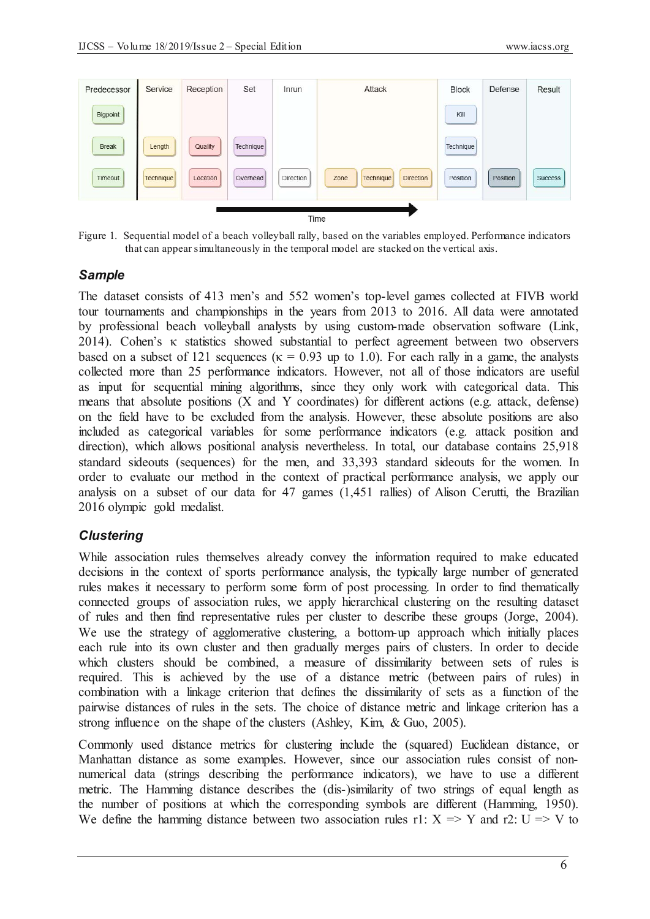| Predecessor | Service | Reception | Set | Inrun | Attack | Block | Defense | Result |
|---|---|---|---|---|---|---|---|---|
| Bigpoint | | | | | | Kill | | |
| Break | Length | Quality | Technique | | | Technique | | |
| Timeout | Technique | Location | Overhead | Direction | Zone, Technique, Direction | Position | Position | Success |

Time →

Figure 1. Sequential model of a beach volleyball rally, based on the variables employed. Performance indicators that can appear simultaneously in the temporal model are stacked on the vertical axis.

### *Sample*

The dataset consists of 413 men's and 552 women's top-level games collected at FIVB world tour tournaments and championships in the years from 2013 to 2016. All data were annotated by professional beach volleyball analysts by using custom-made observation software (Link, 2014). Cohen's κ statistics showed substantial to perfect agreement between two observers based on a subset of 121 sequences ($\kappa = 0.93$ up to 1.0). For each rally in a game, the analysts collected more than 25 performance indicators. However, not all of those indicators are useful as input for sequential mining algorithms, since they only work with categorical data. This means that absolute positions (X and Y coordinates) for different actions (e.g. attack, defense) on the field have to be excluded from the analysis. However, these absolute positions are also included as categorical variables for some performance indicators (e.g. attack position and direction), which allows positional analysis nevertheless. In total, our database contains 25,918 standard sideouts (sequences) for the men, and 33,393 standard sideouts for the women. In order to evaluate our method in the context of practical performance analysis, we apply our analysis on a subset of our data for 47 games (1,451 rallies) of Alison Cerutti, the Brazilian 2016 olympic gold medalist.

### *Clustering*

While association rules themselves already convey the information required to make educated decisions in the context of sports performance analysis, the typically large number of generated rules makes it necessary to perform some form of post processing. In order to find thematically connected groups of association rules, we apply hierarchical clustering on the resulting dataset of rules and then find representative rules per cluster to describe these groups (Jorge, 2004). We use the strategy of agglomerative clustering, a bottom-up approach which initially places each rule into its own cluster and then gradually merges pairs of clusters. In order to decide which clusters should be combined, a measure of dissimilarity between sets of rules is required. This is achieved by the use of a distance metric (between pairs of rules) in combination with a linkage criterion that defines the dissimilarity of sets as a function of the pairwise distances of rules in the sets. The choice of distance metric and linkage criterion has a strong influence on the shape of the clusters (Ashley, Kim, & Guo, 2005).

Commonly used distance metrics for clustering include the (squared) Euclidean distance, or Manhattan distance as some examples. However, since our association rules consist of non-numerical data (strings describing the performance indicators), we have to use a different metric. The Hamming distance describes the (dis-)similarity of two strings of equal length as the number of positions at which the corresponding symbols are different (Hamming, 1950). We define the hamming distance between two association rules r1: $X \Rightarrow Y$ and r2: $U \Rightarrow V$ to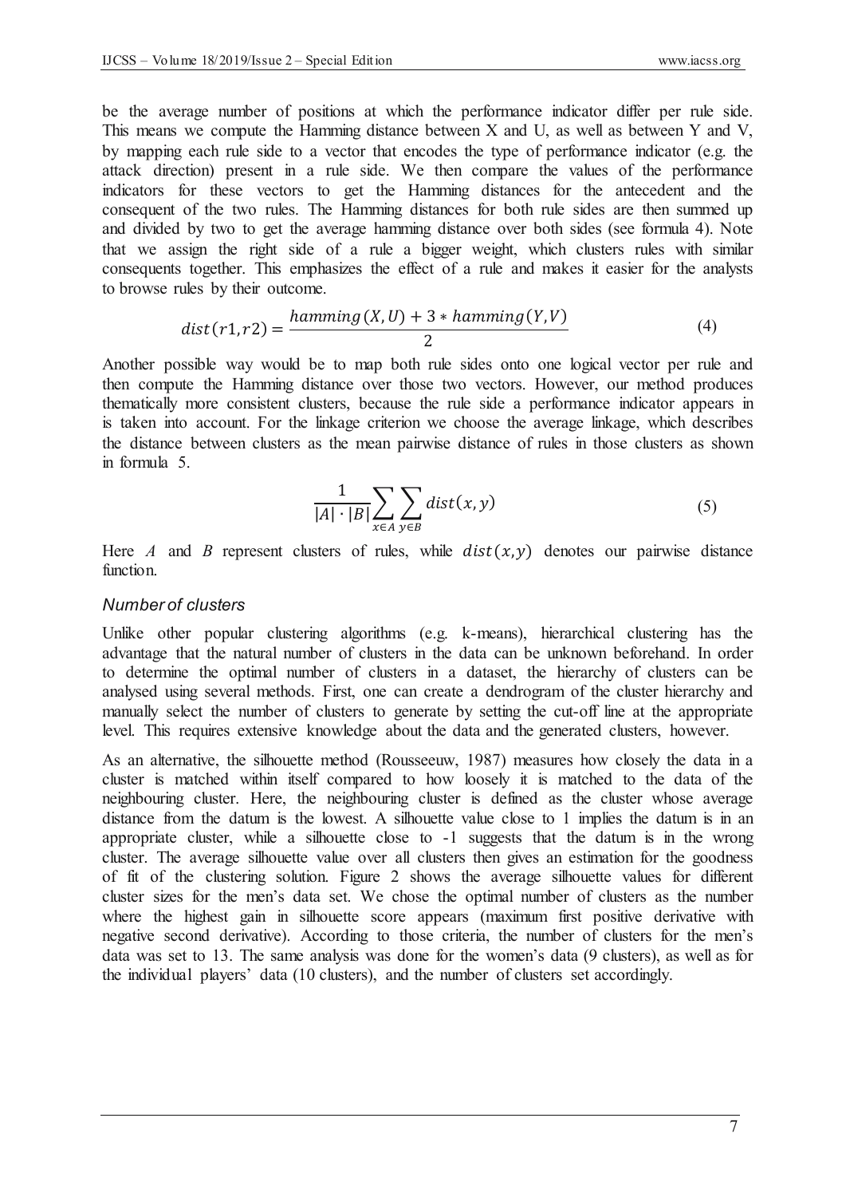be the average number of positions at which the performance indicator differ per rule side. This means we compute the Hamming distance between X and U, as well as between Y and V, by mapping each rule side to a vector that encodes the type of performance indicator (e.g. the attack direction) present in a rule side. We then compare the values of the performance indicators for these vectors to get the Hamming distances for the antecedent and the consequent of the two rules. The Hamming distances for both rule sides are then summed up and divided by two to get the average hamming distance over both sides (see formula 4). Note that we assign the right side of a rule a bigger weight, which clusters rules with similar consequents together. This emphasizes the effect of a rule and makes it easier for the analysts to browse rules by their outcome.

$$dist(r1, r2) = \frac{hamming(X, U) + 3 * hamming(Y, V)}{2} \tag{4}$$

Another possible way would be to map both rule sides onto one logical vector per rule and then compute the Hamming distance over those two vectors. However, our method produces thematically more consistent clusters, because the rule side a performance indicator appears in is taken into account. For the linkage criterion we choose the average linkage, which describes the distance between clusters as the mean pairwise distance of rules in those clusters as shown in formula 5.

$$\frac{1}{|A| \cdot |B|} \sum_{x \in A} \sum_{y \in B} dist(x, y) \tag{5}$$

Here $A$ and $B$ represent clusters of rules, while $dist(x, y)$ denotes our pairwise distance function.

### *Number of clusters*

Unlike other popular clustering algorithms (e.g. k-means), hierarchical clustering has the advantage that the natural number of clusters in the data can be unknown beforehand. In order to determine the optimal number of clusters in a dataset, the hierarchy of clusters can be analysed using several methods. First, one can create a dendrogram of the cluster hierarchy and manually select the number of clusters to generate by setting the cut-off line at the appropriate level. This requires extensive knowledge about the data and the generated clusters, however.

As an alternative, the silhouette method (Rousseeuw, 1987) measures how closely the data in a cluster is matched within itself compared to how loosely it is matched to the data of the neighbouring cluster. Here, the neighbouring cluster is defined as the cluster whose average distance from the datum is the lowest. A silhouette value close to 1 implies the datum is in an appropriate cluster, while a silhouette close to -1 suggests that the datum is in the wrong cluster. The average silhouette value over all clusters then gives an estimation for the goodness of fit of the clustering solution. Figure 2 shows the average silhouette values for different cluster sizes for the men's data set. We chose the optimal number of clusters as the number where the highest gain in silhouette score appears (maximum first positive derivative with negative second derivative). According to those criteria, the number of clusters for the men's data was set to 13. The same analysis was done for the women's data (9 clusters), as well as for the individual players' data (10 clusters), and the number of clusters set accordingly.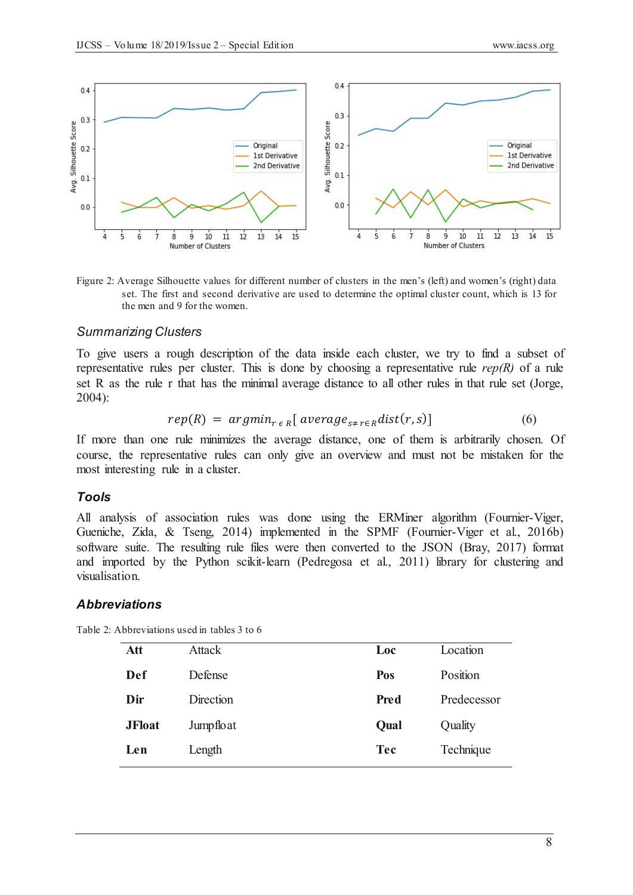Figure 2: Average Silhouette values for different number of clusters in the men's (left) and women's (right) data set. The first and second derivative are used to determine the optimal cluster count, which is 13 for the men and 9 for the women.

### *Summarizing Clusters*

To give users a rough description of the data inside each cluster, we try to find a subset of representative rules per cluster. This is done by choosing a representative rule *rep(R)* of a rule set R as the rule r that has the minimal average distance to all other rules in that rule set (Jorge, 2004):

$$rep(R) = argmin_{r \in R}[\ average_{s \neq r \in R} dist(r, s)] \qquad (6)$$

If more than one rule minimizes the average distance, one of them is arbitrarily chosen. Of course, the representative rules can only give an overview and must not be mistaken for the most interesting rule in a cluster.

### **Tools**

All analysis of association rules was done using the ERMiner algorithm (Fournier-Viger, Gueniche, Zida, & Tseng, 2014) implemented in the SPMF (Fournier-Viger et al., 2016b) software suite. The resulting rule files were then converted to the JSON (Bray, 2017) format and imported by the Python scikit-learn (Pedregosa et al., 2011) library for clustering and visualisation.

### **Abbreviations**

Table 2: Abbreviations used in tables 3 to 6

| | | | |
|---|---|---|---|
| **Att** | Attack | **Loc** | Location |
| **Def** | Defense | **Pos** | Position |
| **Dir** | Direction | **Pred** | Predecessor |
| **JFloat** | Jumpfloat | **Qual** | Quality |
| **Len** | Length | **Tec** | Technique |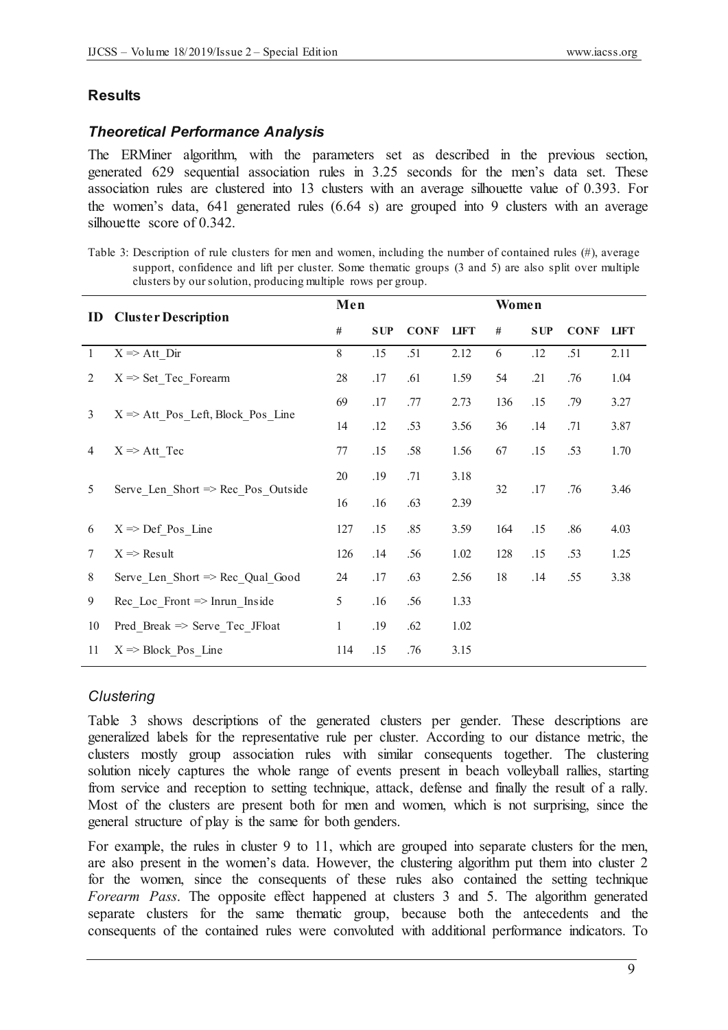## Results

### *Theoretical Performance Analysis*

The ERMiner algorithm, with the parameters set as described in the previous section, generated 629 sequential association rules in 3.25 seconds for the men's data set. These association rules are clustered into 13 clusters with an average silhouette value of 0.393. For the women's data, 641 generated rules (6.64 s) are grouped into 9 clusters with an average silhouette score of 0.342.

Table 3: Description of rule clusters for men and women, including the number of contained rules (#), average support, confidence and lift per cluster. Some thematic groups (3 and 5) are also split over multiple clusters by our solution, producing multiple rows per group.

| ID | Cluster Description | Men | | | | Women | | | |
|---|---|---|---|---|---|---|---|---|---|
| | | # | SUP | CONF | LIFT | # | SUP | CONF | LIFT |
| 1 | X => Att_Dir | 8 | .15 | .51 | 2.12 | 6 | .12 | .51 | 2.11 |
| 2 | X => Set_Tec_Forearm | 28 | .17 | .61 | 1.59 | 54 | .21 | .76 | 1.04 |
| 3 | X => Att_Pos_Left, Block_Pos_Line | 69 | .17 | .77 | 2.73 | 136 | .15 | .79 | 3.27 |
| | | 14 | .12 | .53 | 3.56 | 36 | .14 | .71 | 3.87 |
| 4 | X => Att_Tec | 77 | .15 | .58 | 1.56 | 67 | .15 | .53 | 1.70 |
| 5 | Serve_Len_Short => Rec_Pos_Outside | 20 | .19 | .71 | 3.18 | 32 | .17 | .76 | 3.46 |
| | | 16 | .16 | .63 | 2.39 | | | | |
| 6 | X => Def_Pos_Line | 127 | .15 | .85 | 3.59 | 164 | .15 | .86 | 4.03 |
| 7 | X => Result | 126 | .14 | .56 | 1.02 | 128 | .15 | .53 | 1.25 |
| 8 | Serve_Len_Short => Rec_Qual_Good | 24 | .17 | .63 | 2.56 | 18 | .14 | .55 | 3.38 |
| 9 | Rec_Loc_Front => Inrun_Inside | 5 | .16 | .56 | 1.33 | | | | |
| 10 | Pred_Break => Serve_Tec_JFloat | 1 | .19 | .62 | 1.02 | | | | |
| 11 | X => Block_Pos_Line | 114 | .15 | .76 | 3.15 | | | | |

### *Clustering*

Table 3 shows descriptions of the generated clusters per gender. These descriptions are generalized labels for the representative rule per cluster. According to our distance metric, the clusters mostly group association rules with similar consequents together. The clustering solution nicely captures the whole range of events present in beach volleyball rallies, starting from service and reception to setting technique, attack, defense and finally the result of a rally. Most of the clusters are present both for men and women, which is not surprising, since the general structure of play is the same for both genders.

For example, the rules in cluster 9 to 11, which are grouped into separate clusters for the men, are also present in the women's data. However, the clustering algorithm put them into cluster 2 for the women, since the consequents of these rules also contained the setting technique *Forearm Pass*. The opposite effect happened at clusters 3 and 5. The algorithm generated separate clusters for the same thematic group, because both the antecedents and the consequents of the contained rules were convoluted with additional performance indicators. To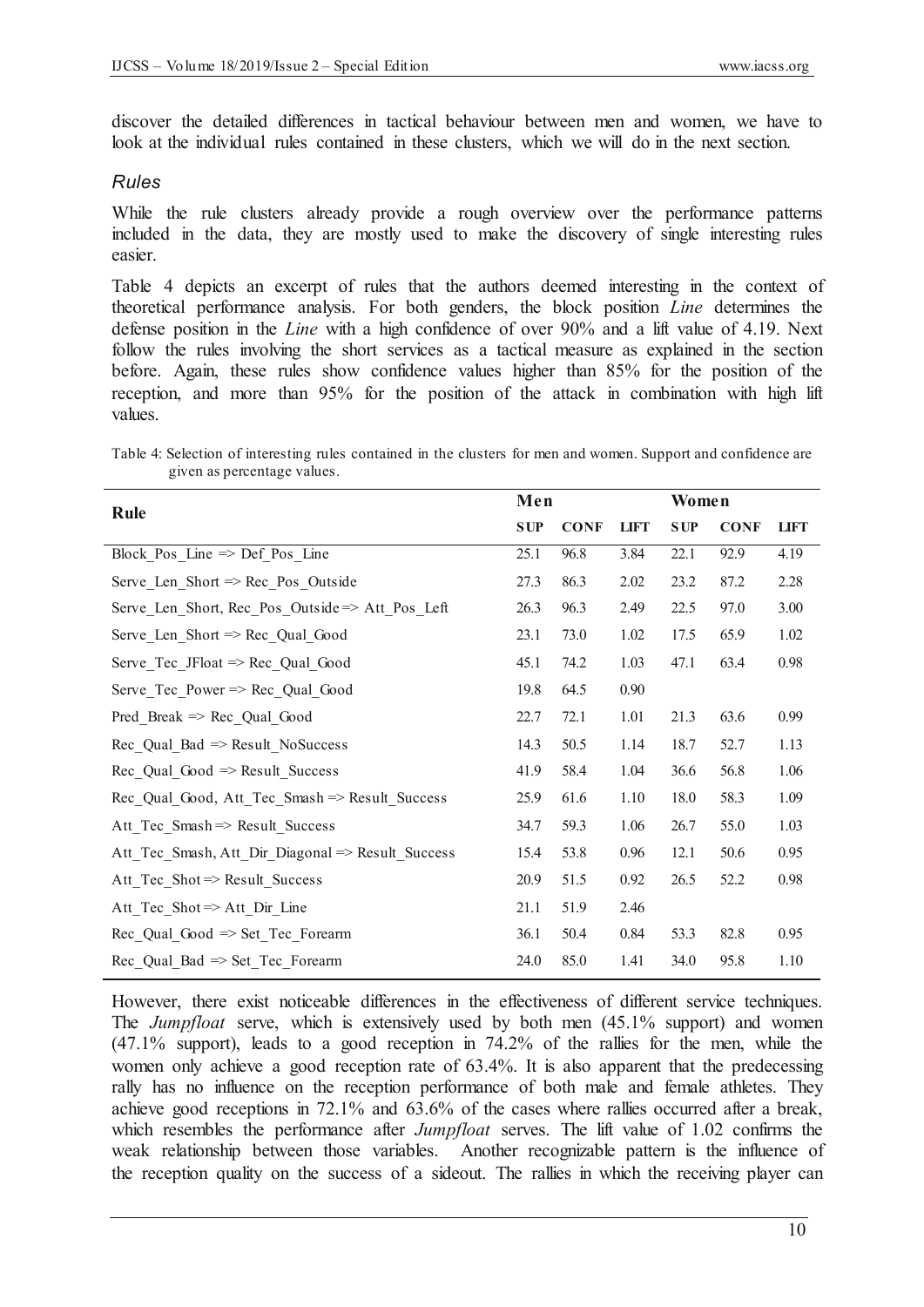discover the detailed differences in tactical behaviour between men and women, we have to look at the individual rules contained in these clusters, which we will do in the next section.

### *Rules*

While the rule clusters already provide a rough overview over the performance patterns included in the data, they are mostly used to make the discovery of single interesting rules easier.

Table 4 depicts an excerpt of rules that the authors deemed interesting in the context of theoretical performance analysis. For both genders, the block position *Line* determines the defense position in the *Line* with a high confidence of over 90% and a lift value of 4.19. Next follow the rules involving the short services as a tactical measure as explained in the section before. Again, these rules show confidence values higher than 85% for the position of the reception, and more than 95% for the position of the attack in combination with high lift values.

Table 4: Selection of interesting rules contained in the clusters for men and women. Support and confidence are given as percentage values.

| Rule | Men | | | Women | | |
|---|---|---|---|---|---|---|
| | SUP | CONF | LIFT | SUP | CONF | LIFT |
| Block_Pos_Line => Def_Pos_Line | 25.1 | 96.8 | 3.84 | 22.1 | 92.9 | 4.19 |
| Serve_Len_Short => Rec_Pos_Outside | 27.3 | 86.3 | 2.02 | 23.2 | 87.2 | 2.28 |
| Serve_Len_Short, Rec_Pos_Outside => Att_Pos_Left | 26.3 | 96.3 | 2.49 | 22.5 | 97.0 | 3.00 |
| Serve_Len_Short => Rec_Qual_Good | 23.1 | 73.0 | 1.02 | 17.5 | 65.9 | 1.02 |
| Serve_Tec_JFloat => Rec_Qual_Good | 45.1 | 74.2 | 1.03 | 47.1 | 63.4 | 0.98 |
| Serve_Tec_Power => Rec_Qual_Good | 19.8 | 64.5 | 0.90 | | | |
| Pred_Break => Rec_Qual_Good | 22.7 | 72.1 | 1.01 | 21.3 | 63.6 | 0.99 |
| Rec_Qual_Bad => Result_NoSuccess | 14.3 | 50.5 | 1.14 | 18.7 | 52.7 | 1.13 |
| Rec_Qual_Good => Result_Success | 41.9 | 58.4 | 1.04 | 36.6 | 56.8 | 1.06 |
| Rec_Qual_Good, Att_Tec_Smash => Result_Success | 25.9 | 61.6 | 1.10 | 18.0 | 58.3 | 1.09 |
| Att_Tec_Smash => Result_Success | 34.7 | 59.3 | 1.06 | 26.7 | 55.0 | 1.03 |
| Att_Tec_Smash, Att_Dir_Diagonal => Result_Success | 15.4 | 53.8 | 0.96 | 12.1 | 50.6 | 0.95 |
| Att_Tec_Shot => Result_Success | 20.9 | 51.5 | 0.92 | 26.5 | 52.2 | 0.98 |
| Att_Tec_Shot => Att_Dir_Line | 21.1 | 51.9 | 2.46 | | | |
| Rec_Qual_Good => Set_Tec_Forearm | 36.1 | 50.4 | 0.84 | 53.3 | 82.8 | 0.95 |
| Rec_Qual_Bad => Set_Tec_Forearm | 24.0 | 85.0 | 1.41 | 34.0 | 95.8 | 1.10 |

However, there exist noticeable differences in the effectiveness of different service techniques. The *Jumpfloat* serve, which is extensively used by both men (45.1% support) and women (47.1% support), leads to a good reception in 74.2% of the rallies for the men, while the women only achieve a good reception rate of 63.4%. It is also apparent that the predecessing rally has no influence on the reception performance of both male and female athletes. They achieve good receptions in 72.1% and 63.6% of the cases where rallies occurred after a break, which resembles the performance after *Jumpfloat* serves. The lift value of 1.02 confirms the weak relationship between those variables. Another recognizable pattern is the influence of the reception quality on the success of a sideout. The rallies in which the receiving player can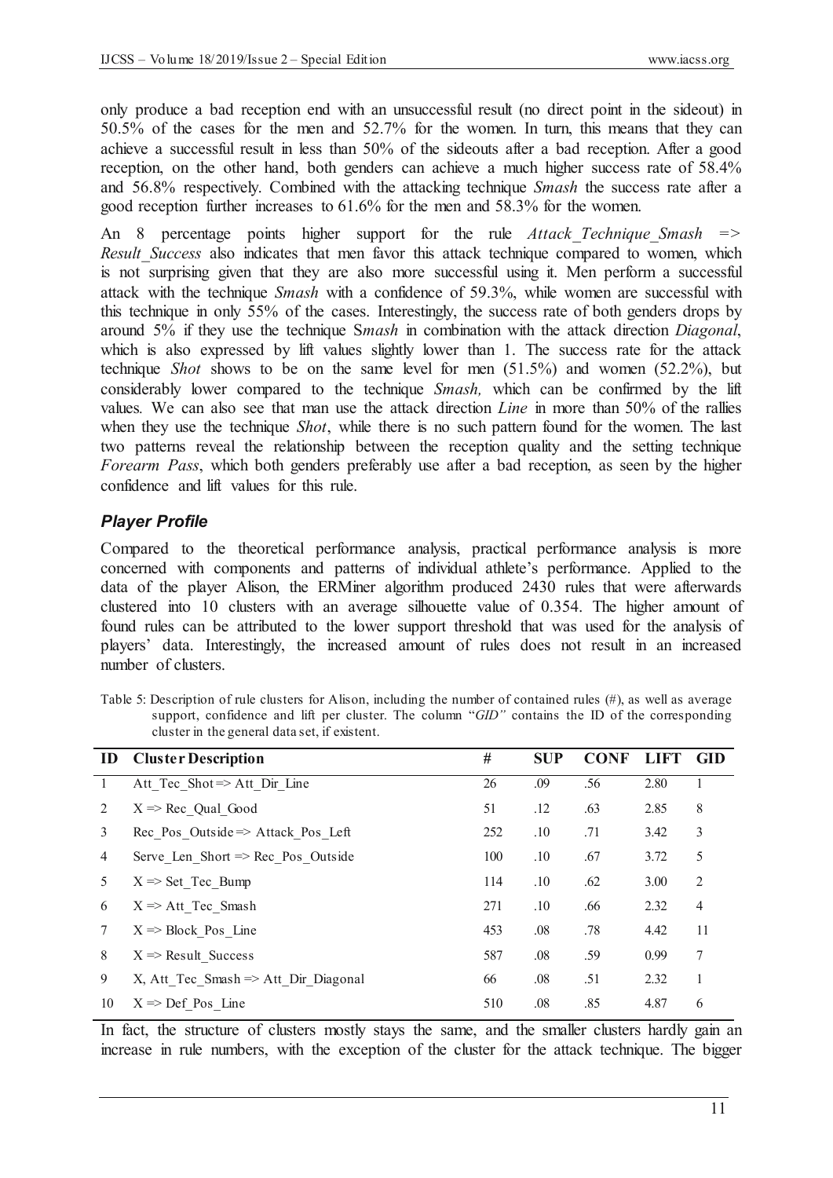only produce a bad reception end with an unsuccessful result (no direct point in the sideout) in 50.5% of the cases for the men and 52.7% for the women. In turn, this means that they can achieve a successful result in less than 50% of the sideouts after a bad reception. After a good reception, on the other hand, both genders can achieve a much higher success rate of 58.4% and 56.8% respectively. Combined with the attacking technique *Smash* the success rate after a good reception further increases to 61.6% for the men and 58.3% for the women.

An 8 percentage points higher support for the rule *Attack_Technique_Smash => Result_Success* also indicates that men favor this attack technique compared to women, which is not surprising given that they are also more successful using it. Men perform a successful attack with the technique *Smash* with a confidence of 59.3%, while women are successful with this technique in only 55% of the cases. Interestingly, the success rate of both genders drops by around 5% if they use the technique S*mash* in combination with the attack direction *Diagonal*, which is also expressed by lift values slightly lower than 1. The success rate for the attack technique *Shot* shows to be on the same level for men (51.5%) and women (52.2%), but considerably lower compared to the technique *Smash,* which can be confirmed by the lift values. We can also see that man use the attack direction *Line* in more than 50% of the rallies when they use the technique *Shot*, while there is no such pattern found for the women. The last two patterns reveal the relationship between the reception quality and the setting technique *Forearm Pass*, which both genders preferably use after a bad reception, as seen by the higher confidence and lift values for this rule.

### *Player Profile*

Compared to the theoretical performance analysis, practical performance analysis is more concerned with components and patterns of individual athlete's performance. Applied to the data of the player Alison, the ERMiner algorithm produced 2430 rules that were afterwards clustered into 10 clusters with an average silhouette value of 0.354. The higher amount of found rules can be attributed to the lower support threshold that was used for the analysis of players' data. Interestingly, the increased amount of rules does not result in an increased number of clusters.

Table 5: Description of rule clusters for Alison, including the number of contained rules (#), as well as average support, confidence and lift per cluster. The column "*GID"* contains the ID of the corresponding cluster in the general data set, if existent.

| ID | Cluster Description | # | SUP | CONF | LIFT | GID |
|---|---|---|---|---|---|---|
| 1 | Att_Tec_Shot => Att_Dir_Line | 26 | .09 | .56 | 2.80 | 1 |
| 2 | X => Rec_Qual_Good | 51 | .12 | .63 | 2.85 | 8 |
| 3 | Rec_Pos_Outside => Attack_Pos_Left | 252 | .10 | .71 | 3.42 | 3 |
| 4 | Serve_Len_Short => Rec_Pos_Outside | 100 | .10 | .67 | 3.72 | 5 |
| 5 | X => Set_Tec_Bump | 114 | .10 | .62 | 3.00 | 2 |
| 6 | X => Att_Tec_Smash | 271 | .10 | .66 | 2.32 | 4 |
| 7 | X => Block_Pos_Line | 453 | .08 | .78 | 4.42 | 11 |
| 8 | X => Result_Success | 587 | .08 | .59 | 0.99 | 7 |
| 9 | X, Att_Tec_Smash => Att_Dir_Diagonal | 66 | .08 | .51 | 2.32 | 1 |
| 10 | X => Def_Pos_Line | 510 | .08 | .85 | 4.87 | 6 |

In fact, the structure of clusters mostly stays the same, and the smaller clusters hardly gain an increase in rule numbers, with the exception of the cluster for the attack technique. The bigger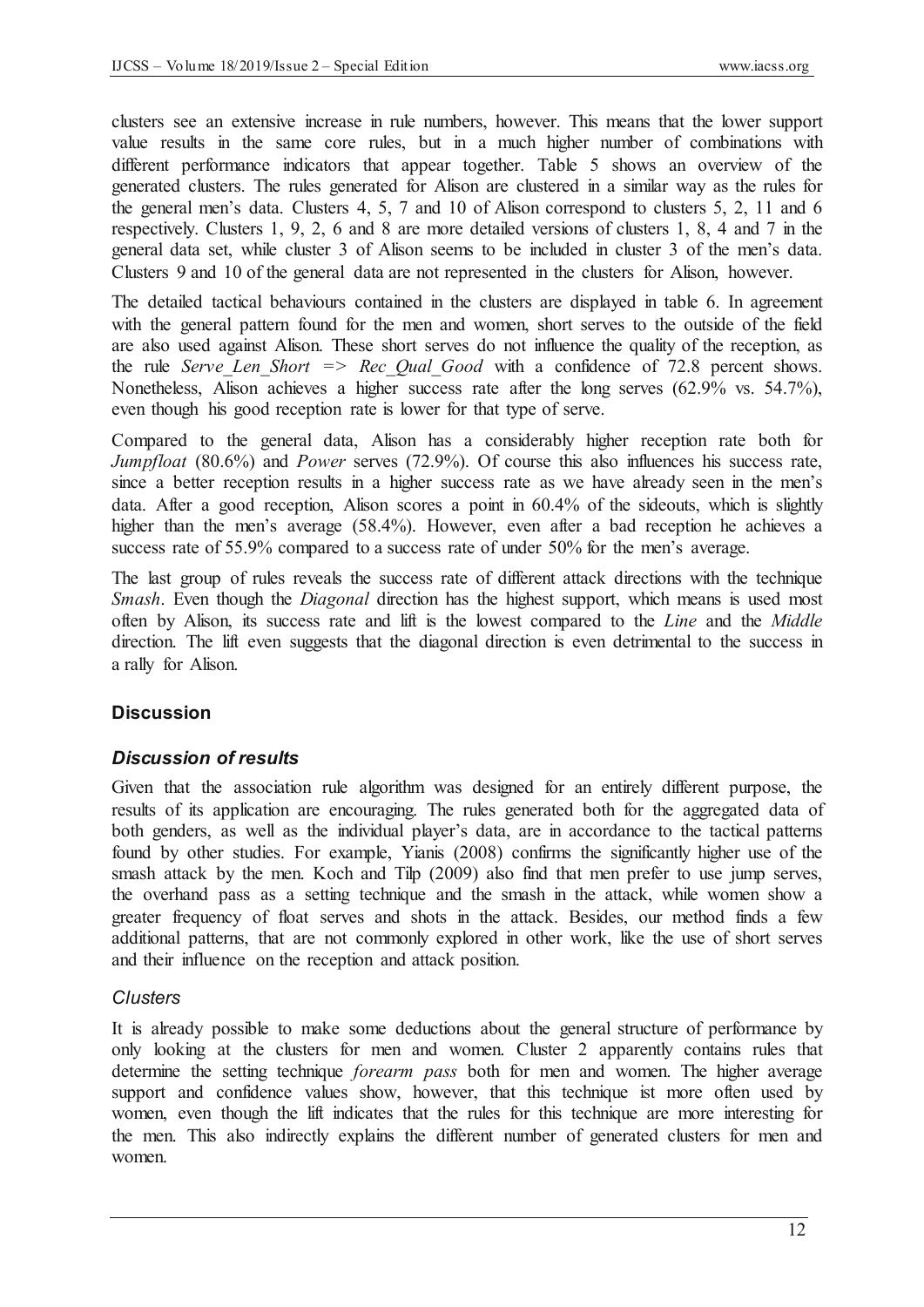clusters see an extensive increase in rule numbers, however. This means that the lower support value results in the same core rules, but in a much higher number of combinations with different performance indicators that appear together. Table 5 shows an overview of the generated clusters. The rules generated for Alison are clustered in a similar way as the rules for the general men's data. Clusters 4, 5, 7 and 10 of Alison correspond to clusters 5, 2, 11 and 6 respectively. Clusters 1, 9, 2, 6 and 8 are more detailed versions of clusters 1, 8, 4 and 7 in the general data set, while cluster 3 of Alison seems to be included in cluster 3 of the men's data. Clusters 9 and 10 of the general data are not represented in the clusters for Alison, however.

The detailed tactical behaviours contained in the clusters are displayed in table 6. In agreement with the general pattern found for the men and women, short serves to the outside of the field are also used against Alison. These short serves do not influence the quality of the reception, as the rule *Serve_Len_Short => Rec_Qual_Good* with a confidence of 72.8 percent shows. Nonetheless, Alison achieves a higher success rate after the long serves (62.9% vs. 54.7%), even though his good reception rate is lower for that type of serve.

Compared to the general data, Alison has a considerably higher reception rate both for *Jumpfloat* (80.6%) and *Power* serves (72.9%). Of course this also influences his success rate, since a better reception results in a higher success rate as we have already seen in the men's data. After a good reception, Alison scores a point in 60.4% of the sideouts, which is slightly higher than the men's average (58.4%). However, even after a bad reception he achieves a success rate of 55.9% compared to a success rate of under 50% for the men's average.

The last group of rules reveals the success rate of different attack directions with the technique *Smash*. Even though the *Diagonal* direction has the highest support, which means is used most often by Alison, its success rate and lift is the lowest compared to the *Line* and the *Middle* direction. The lift even suggests that the diagonal direction is even detrimental to the success in a rally for Alison.

## Discussion

### *Discussion of results*

Given that the association rule algorithm was designed for an entirely different purpose, the results of its application are encouraging. The rules generated both for the aggregated data of both genders, as well as the individual player's data, are in accordance to the tactical patterns found by other studies. For example, Yianis (2008) confirms the significantly higher use of the smash attack by the men. Koch and Tilp (2009) also find that men prefer to use jump serves, the overhand pass as a setting technique and the smash in the attack, while women show a greater frequency of float serves and shots in the attack. Besides, our method finds a few additional patterns, that are not commonly explored in other work, like the use of short serves and their influence on the reception and attack position.

### *Clusters*

It is already possible to make some deductions about the general structure of performance by only looking at the clusters for men and women. Cluster 2 apparently contains rules that determine the setting technique *forearm pass* both for men and women. The higher average support and confidence values show, however, that this technique ist more often used by women, even though the lift indicates that the rules for this technique are more interesting for the men. This also indirectly explains the different number of generated clusters for men and women.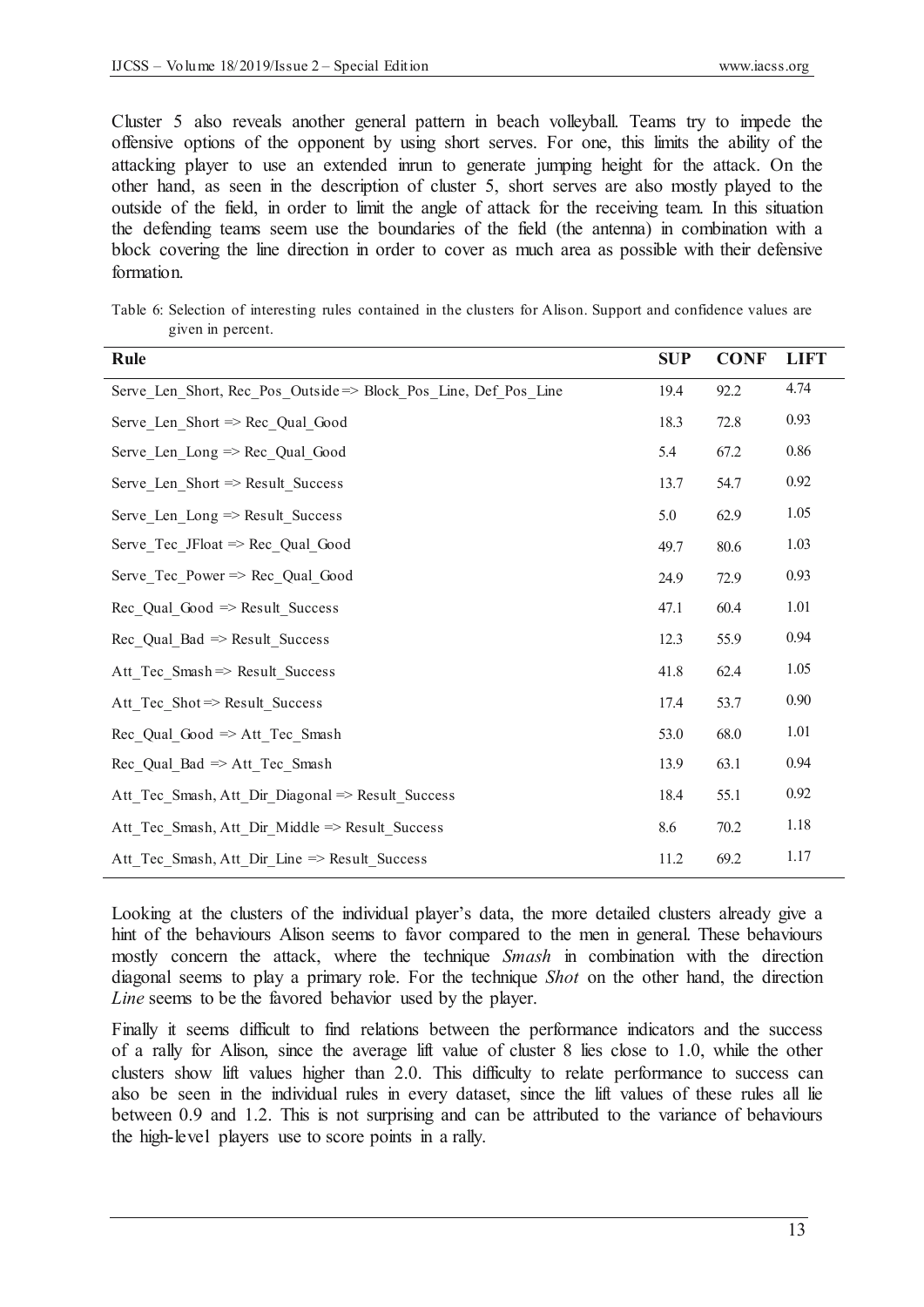Cluster 5 also reveals another general pattern in beach volleyball. Teams try to impede the offensive options of the opponent by using short serves. For one, this limits the ability of the attacking player to use an extended inrun to generate jumping height for the attack. On the other hand, as seen in the description of cluster 5, short serves are also mostly played to the outside of the field, in order to limit the angle of attack for the receiving team. In this situation the defending teams seem use the boundaries of the field (the antenna) in combination with a block covering the line direction in order to cover as much area as possible with their defensive formation.

Table 6: Selection of interesting rules contained in the clusters for Alison. Support and confidence values are given in percent.

| Rule | SUP | CONF | LIFT |
|---|---|---|---|
| Serve_Len_Short, Rec_Pos_Outside => Block_Pos_Line, Def_Pos_Line | 19.4 | 92.2 | 4.74 |
| Serve_Len_Short => Rec_Qual_Good | 18.3 | 72.8 | 0.93 |
| Serve_Len_Long => Rec_Qual_Good | 5.4 | 67.2 | 0.86 |
| Serve_Len_Short => Result_Success | 13.7 | 54.7 | 0.92 |
| Serve_Len_Long => Result_Success | 5.0 | 62.9 | 1.05 |
| Serve_Tec_JFloat => Rec_Qual_Good | 49.7 | 80.6 | 1.03 |
| Serve_Tec_Power => Rec_Qual_Good | 24.9 | 72.9 | 0.93 |
| Rec_Qual_Good => Result_Success | 47.1 | 60.4 | 1.01 |
| Rec_Qual_Bad => Result_Success | 12.3 | 55.9 | 0.94 |
| Att_Tec_Smash => Result_Success | 41.8 | 62.4 | 1.05 |
| Att_Tec_Shot => Result_Success | 17.4 | 53.7 | 0.90 |
| Rec_Qual_Good => Att_Tec_Smash | 53.0 | 68.0 | 1.01 |
| Rec_Qual_Bad => Att_Tec_Smash | 13.9 | 63.1 | 0.94 |
| Att_Tec_Smash, Att_Dir_Diagonal => Result_Success | 18.4 | 55.1 | 0.92 |
| Att_Tec_Smash, Att_Dir_Middle => Result_Success | 8.6 | 70.2 | 1.18 |
| Att_Tec_Smash, Att_Dir_Line => Result_Success | 11.2 | 69.2 | 1.17 |

Looking at the clusters of the individual player's data, the more detailed clusters already give a hint of the behaviours Alison seems to favor compared to the men in general. These behaviours mostly concern the attack, where the technique *Smash* in combination with the direction diagonal seems to play a primary role. For the technique *Shot* on the other hand, the direction *Line* seems to be the favored behavior used by the player.

Finally it seems difficult to find relations between the performance indicators and the success of a rally for Alison, since the average lift value of cluster 8 lies close to 1.0, while the other clusters show lift values higher than 2.0. This difficulty to relate performance to success can also be seen in the individual rules in every dataset, since the lift values of these rules all lie between 0.9 and 1.2. This is not surprising and can be attributed to the variance of behaviours the high-level players use to score points in a rally.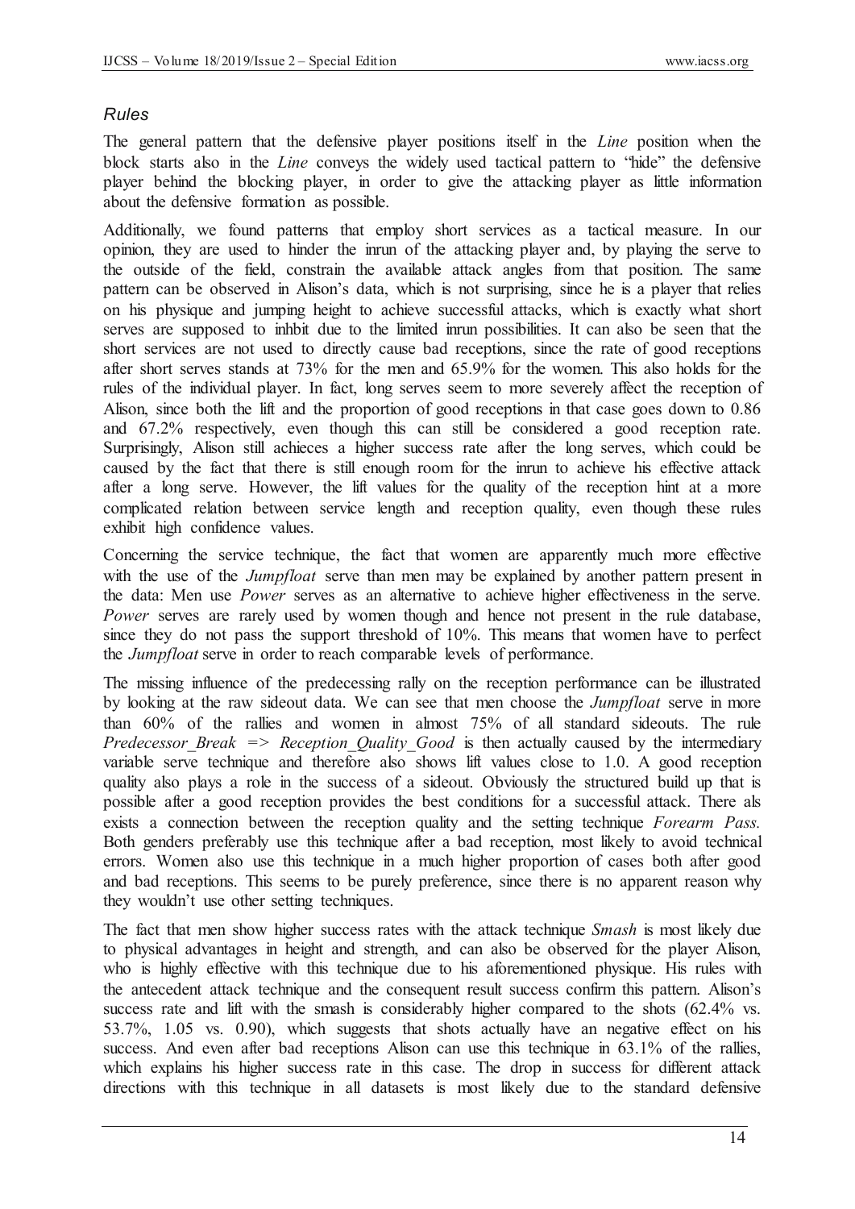### *Rules*

The general pattern that the defensive player positions itself in the *Line* position when the block starts also in the *Line* conveys the widely used tactical pattern to "hide" the defensive player behind the blocking player, in order to give the attacking player as little information about the defensive formation as possible.

Additionally, we found patterns that employ short services as a tactical measure. In our opinion, they are used to hinder the inrun of the attacking player and, by playing the serve to the outside of the field, constrain the available attack angles from that position. The same pattern can be observed in Alison's data, which is not surprising, since he is a player that relies on his physique and jumping height to achieve successful attacks, which is exactly what short serves are supposed to inhbit due to the limited inrun possibilities. It can also be seen that the short services are not used to directly cause bad receptions, since the rate of good receptions after short serves stands at 73% for the men and 65.9% for the women. This also holds for the rules of the individual player. In fact, long serves seem to more severely affect the reception of Alison, since both the lift and the proportion of good receptions in that case goes down to 0.86 and 67.2% respectively, even though this can still be considered a good reception rate. Surprisingly, Alison still achieces a higher success rate after the long serves, which could be caused by the fact that there is still enough room for the inrun to achieve his effective attack after a long serve. However, the lift values for the quality of the reception hint at a more complicated relation between service length and reception quality, even though these rules exhibit high confidence values.

Concerning the service technique, the fact that women are apparently much more effective with the use of the *Jumpfloat* serve than men may be explained by another pattern present in the data: Men use *Power* serves as an alternative to achieve higher effectiveness in the serve. *Power* serves are rarely used by women though and hence not present in the rule database, since they do not pass the support threshold of 10%. This means that women have to perfect the *Jumpfloat* serve in order to reach comparable levels of performance.

The missing influence of the predecessing rally on the reception performance can be illustrated by looking at the raw sideout data. We can see that men choose the *Jumpfloat* serve in more than 60% of the rallies and women in almost 75% of all standard sideouts. The rule *Predecessor_Break => Reception_Quality_Good* is then actually caused by the intermediary variable serve technique and therefore also shows lift values close to 1.0. A good reception quality also plays a role in the success of a sideout. Obviously the structured build up that is possible after a good reception provides the best conditions for a successful attack. There als exists a connection between the reception quality and the setting technique *Forearm Pass.* Both genders preferably use this technique after a bad reception, most likely to avoid technical errors. Women also use this technique in a much higher proportion of cases both after good and bad receptions. This seems to be purely preference, since there is no apparent reason why they wouldn't use other setting techniques.

The fact that men show higher success rates with the attack technique *Smash* is most likely due to physical advantages in height and strength, and can also be observed for the player Alison, who is highly effective with this technique due to his aforementioned physique. His rules with the antecedent attack technique and the consequent result success confirm this pattern. Alison's success rate and lift with the smash is considerably higher compared to the shots (62.4% vs. 53.7%, 1.05 vs. 0.90), which suggests that shots actually have an negative effect on his success. And even after bad receptions Alison can use this technique in 63.1% of the rallies, which explains his higher success rate in this case. The drop in success for different attack directions with this technique in all datasets is most likely due to the standard defensive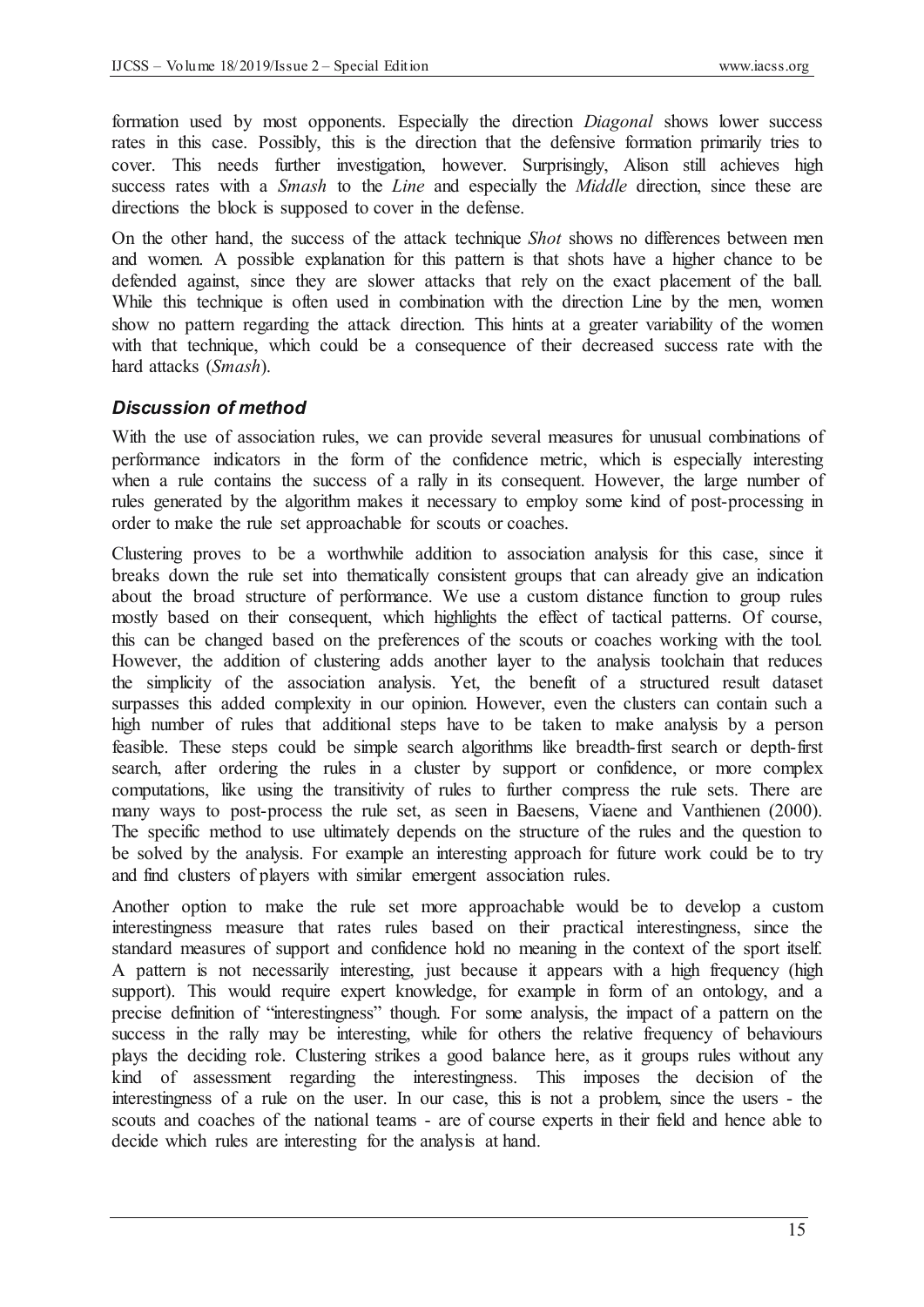formation used by most opponents. Especially the direction *Diagonal* shows lower success rates in this case. Possibly, this is the direction that the defensive formation primarily tries to cover. This needs further investigation, however. Surprisingly, Alison still achieves high success rates with a *Smash* to the *Line* and especially the *Middle* direction, since these are directions the block is supposed to cover in the defense.

On the other hand, the success of the attack technique *Shot* shows no differences between men and women. A possible explanation for this pattern is that shots have a higher chance to be defended against, since they are slower attacks that rely on the exact placement of the ball. While this technique is often used in combination with the direction Line by the men, women show no pattern regarding the attack direction. This hints at a greater variability of the women with that technique, which could be a consequence of their decreased success rate with the hard attacks (*Smash*).

### *Discussion of method*

With the use of association rules, we can provide several measures for unusual combinations of performance indicators in the form of the confidence metric, which is especially interesting when a rule contains the success of a rally in its consequent. However, the large number of rules generated by the algorithm makes it necessary to employ some kind of post-processing in order to make the rule set approachable for scouts or coaches.

Clustering proves to be a worthwhile addition to association analysis for this case, since it breaks down the rule set into thematically consistent groups that can already give an indication about the broad structure of performance. We use a custom distance function to group rules mostly based on their consequent, which highlights the effect of tactical patterns. Of course, this can be changed based on the preferences of the scouts or coaches working with the tool. However, the addition of clustering adds another layer to the analysis toolchain that reduces the simplicity of the association analysis. Yet, the benefit of a structured result dataset surpasses this added complexity in our opinion. However, even the clusters can contain such a high number of rules that additional steps have to be taken to make analysis by a person feasible. These steps could be simple search algorithms like breadth-first search or depth-first search, after ordering the rules in a cluster by support or confidence, or more complex computations, like using the transitivity of rules to further compress the rule sets. There are many ways to post-process the rule set, as seen in Baesens, Viaene and Vanthienen (2000). The specific method to use ultimately depends on the structure of the rules and the question to be solved by the analysis. For example an interesting approach for future work could be to try and find clusters of players with similar emergent association rules.

Another option to make the rule set more approachable would be to develop a custom interestingness measure that rates rules based on their practical interestingness, since the standard measures of support and confidence hold no meaning in the context of the sport itself. A pattern is not necessarily interesting, just because it appears with a high frequency (high support). This would require expert knowledge, for example in form of an ontology, and a precise definition of "interestingness" though. For some analysis, the impact of a pattern on the success in the rally may be interesting, while for others the relative frequency of behaviours plays the deciding role. Clustering strikes a good balance here, as it groups rules without any kind of assessment regarding the interestingness. This imposes the decision of the interestingness of a rule on the user. In our case, this is not a problem, since the users - the scouts and coaches of the national teams - are of course experts in their field and hence able to decide which rules are interesting for the analysis at hand.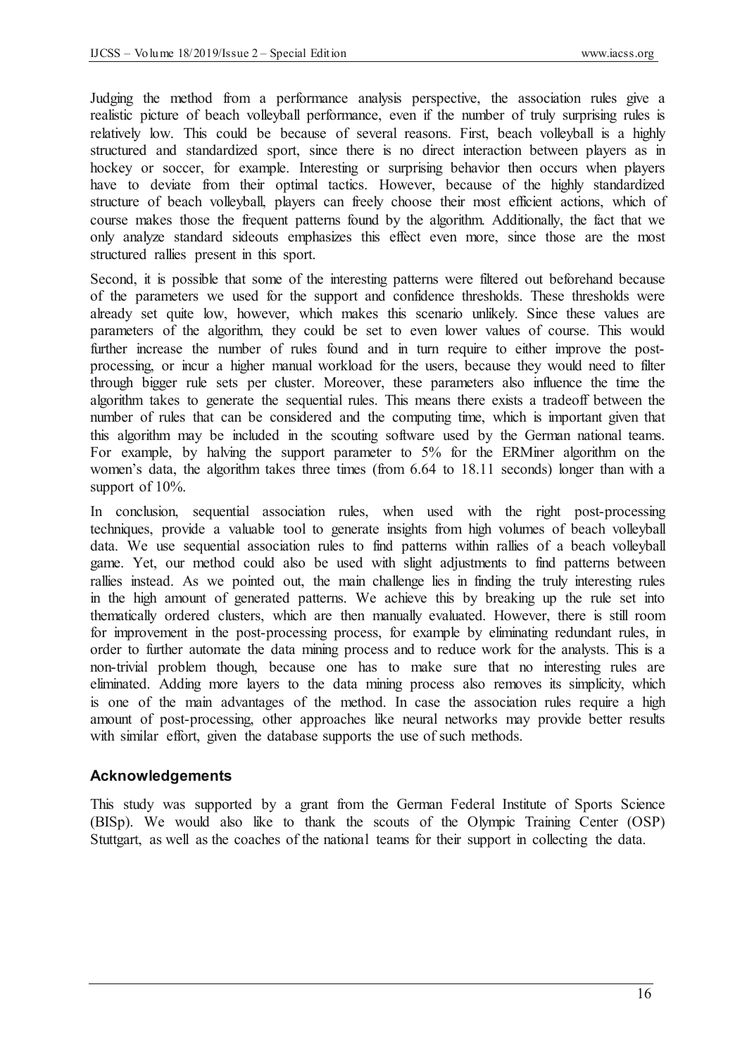Judging the method from a performance analysis perspective, the association rules give a realistic picture of beach volleyball performance, even if the number of truly surprising rules is relatively low. This could be because of several reasons. First, beach volleyball is a highly structured and standardized sport, since there is no direct interaction between players as in hockey or soccer, for example. Interesting or surprising behavior then occurs when players have to deviate from their optimal tactics. However, because of the highly standardized structure of beach volleyball, players can freely choose their most efficient actions, which of course makes those the frequent patterns found by the algorithm. Additionally, the fact that we only analyze standard sideouts emphasizes this effect even more, since those are the most structured rallies present in this sport.

Second, it is possible that some of the interesting patterns were filtered out beforehand because of the parameters we used for the support and confidence thresholds. These thresholds were already set quite low, however, which makes this scenario unlikely. Since these values are parameters of the algorithm, they could be set to even lower values of course. This would further increase the number of rules found and in turn require to either improve the post-processing, or incur a higher manual workload for the users, because they would need to filter through bigger rule sets per cluster. Moreover, these parameters also influence the time the algorithm takes to generate the sequential rules. This means there exists a tradeoff between the number of rules that can be considered and the computing time, which is important given that this algorithm may be included in the scouting software used by the German national teams. For example, by halving the support parameter to 5% for the ERMiner algorithm on the women's data, the algorithm takes three times (from 6.64 to 18.11 seconds) longer than with a support of 10%.

In conclusion, sequential association rules, when used with the right post-processing techniques, provide a valuable tool to generate insights from high volumes of beach volleyball data. We use sequential association rules to find patterns within rallies of a beach volleyball game. Yet, our method could also be used with slight adjustments to find patterns between rallies instead. As we pointed out, the main challenge lies in finding the truly interesting rules in the high amount of generated patterns. We achieve this by breaking up the rule set into thematically ordered clusters, which are then manually evaluated. However, there is still room for improvement in the post-processing process, for example by eliminating redundant rules, in order to further automate the data mining process and to reduce work for the analysts. This is a non-trivial problem though, because one has to make sure that no interesting rules are eliminated. Adding more layers to the data mining process also removes its simplicity, which is one of the main advantages of the method. In case the association rules require a high amount of post-processing, other approaches like neural networks may provide better results with similar effort, given the database supports the use of such methods.

## Acknowledgements

This study was supported by a grant from the German Federal Institute of Sports Science (BISp). We would also like to thank the scouts of the Olympic Training Center (OSP) Stuttgart, as well as the coaches of the national teams for their support in collecting the data.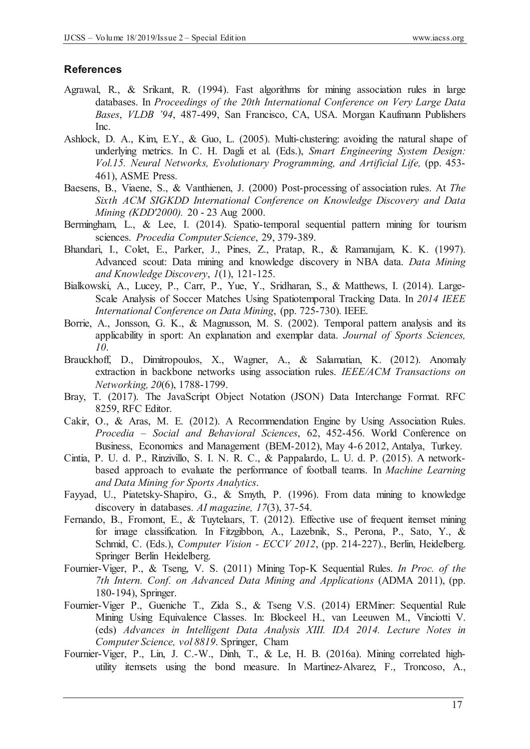### References

Agrawal, R., & Srikant, R. (1994). Fast algorithms for mining association rules in large databases. In *Proceedings of the 20th International Conference on Very Large Data Bases*, *VLDB '94*, 487-499, San Francisco, CA, USA. Morgan Kaufmann Publishers Inc.

Ashlock, D. A., Kim, E.Y., & Guo, L. (2005). Multi-clustering: avoiding the natural shape of underlying metrics. In C. H. Dagli et al. (Eds.), *Smart Engineering System Design: Vol.15. Neural Networks, Evolutionary Programming, and Artificial Life,* (pp. 453-461), ASME Press.

Baesens, B., Viaene, S., & Vanthienen, J. (2000) Post-processing of association rules. At *The Sixth ACM SIGKDD International Conference on Knowledge Discovery and Data Mining (KDD'2000).* 20 - 23 Aug 2000.

Bermingham, L., & Lee, I. (2014). Spatio-temporal sequential pattern mining for tourism sciences. *Procedia Computer Science*, 29, 379-389.

Bhandari, I., Colet, E., Parker, J., Pines, Z., Pratap, R., & Ramanujam, K. K. (1997). Advanced scout: Data mining and knowledge discovery in NBA data. *Data Mining and Knowledge Discovery*, *1*(1), 121-125.

Bialkowski, A., Lucey, P., Carr, P., Yue, Y., Sridharan, S., & Matthews, I. (2014). Large-Scale Analysis of Soccer Matches Using Spatiotemporal Tracking Data. In *2014 IEEE International Conference on Data Mining*, (pp. 725-730). IEEE.

Borrie, A., Jonsson, G. K., & Magnusson, M. S. (2002). Temporal pattern analysis and its applicability in sport: An explanation and exemplar data. *Journal of Sports Sciences, 10*.

Brauckhoff, D., Dimitropoulos, X., Wagner, A., & Salamatian, K. (2012). Anomaly extraction in backbone networks using association rules. *IEEE/ACM Transactions on Networking, 20*(6), 1788-1799.

Bray, T. (2017). The JavaScript Object Notation (JSON) Data Interchange Format. RFC 8259, RFC Editor.

Cakir, O., & Aras, M. E. (2012). A Recommendation Engine by Using Association Rules. *Procedia – Social and Behavioral Sciences*, 62, 452-456. World Conference on Business, Economics and Management (BEM-2012), May 4-6 2012, Antalya, Turkey.

Cintia, P. U. d. P., Rinzivillo, S. I. N. R. C., & Pappalardo, L. U. d. P. (2015). A network-based approach to evaluate the performance of football teams. In *Machine Learning and Data Mining for Sports Analytics*.

Fayyad, U., Piatetsky-Shapiro, G., & Smyth, P. (1996). From data mining to knowledge discovery in databases. *AI magazine, 17*(3), 37-54.

Fernando, B., Fromont, E., & Tuytelaars, T. (2012). Effective use of frequent itemset mining for image classification. In Fitzgibbon, A., Lazebnik, S., Perona, P., Sato, Y., & Schmid, C. (Eds.), *Computer Vision - ECCV 2012*, (pp. 214-227)., Berlin, Heidelberg. Springer Berlin Heidelberg.

Fournier-Viger, P., & Tseng, V. S. (2011) Mining Top-K Sequential Rules. *In Proc. of the 7th Intern. Conf. on Advanced Data Mining and Applications* (ADMA 2011), (pp. 180-194), Springer.

Fournier-Viger P., Gueniche T., Zida S., & Tseng V.S. (2014) ERMiner: Sequential Rule Mining Using Equivalence Classes. In: Blockeel H., van Leeuwen M., Vinciotti V. (eds) *Advances in Intelligent Data Analysis XIII. IDA 2014. Lecture Notes in Computer Science, vol 8819*. Springer, Cham

Fournier-Viger, P., Lin, J. C.-W., Dinh, T., & Le, H. B. (2016a). Mining correlated high-utility itemsets using the bond measure. In Martinez-Alvarez, F., Troncoso, A.,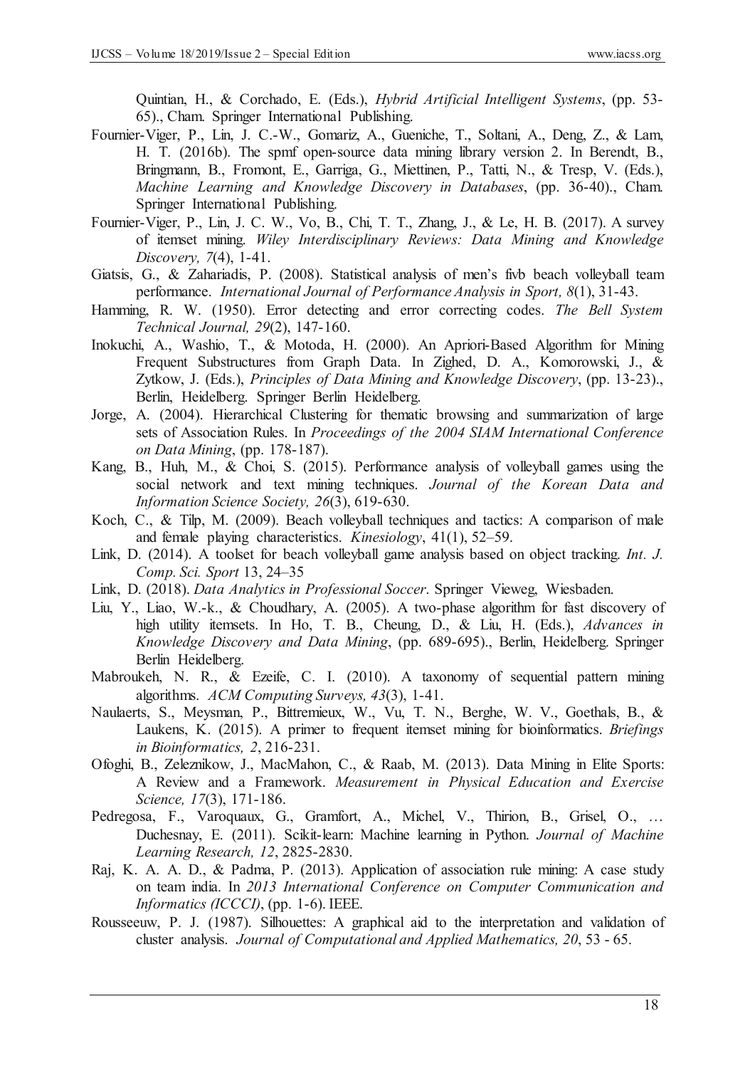Quintian, H., & Corchado, E. (Eds.), *Hybrid Artificial Intelligent Systems*, (pp. 53-65)., Cham. Springer International Publishing.

Fournier-Viger, P., Lin, J. C.-W., Gomariz, A., Gueniche, T., Soltani, A., Deng, Z., & Lam, H. T. (2016b). The spmf open-source data mining library version 2. In Berendt, B., Bringmann, B., Fromont, E., Garriga, G., Miettinen, P., Tatti, N., & Tresp, V. (Eds.), *Machine Learning and Knowledge Discovery in Databases*, (pp. 36-40)., Cham. Springer International Publishing.

Fournier-Viger, P., Lin, J. C. W., Vo, B., Chi, T. T., Zhang, J., & Le, H. B. (2017). A survey of itemset mining. *Wiley Interdisciplinary Reviews: Data Mining and Knowledge Discovery, 7*(4), 1-41.

Giatsis, G., & Zahariadis, P. (2008). Statistical analysis of men's fivb beach volleyball team performance. *International Journal of Performance Analysis in Sport, 8*(1), 31-43.

Hamming, R. W. (1950). Error detecting and error correcting codes. *The Bell System Technical Journal, 29*(2), 147-160.

Inokuchi, A., Washio, T., & Motoda, H. (2000). An Apriori-Based Algorithm for Mining Frequent Substructures from Graph Data. In Zighed, D. A., Komorowski, J., & Zytkow, J. (Eds.), *Principles of Data Mining and Knowledge Discovery*, (pp. 13-23)., Berlin, Heidelberg. Springer Berlin Heidelberg.

Jorge, A. (2004). Hierarchical Clustering for thematic browsing and summarization of large sets of Association Rules. In *Proceedings of the 2004 SIAM International Conference on Data Mining*, (pp. 178-187).

Kang, B., Huh, M., & Choi, S. (2015). Performance analysis of volleyball games using the social network and text mining techniques. *Journal of the Korean Data and Information Science Society, 26*(3), 619-630.

Koch, C., & Tilp, M. (2009). Beach volleyball techniques and tactics: A comparison of male and female playing characteristics. *Kinesiology*, 41(1), 52–59.

Link, D. (2014). A toolset for beach volleyball game analysis based on object tracking. *Int. J. Comp. Sci. Sport* 13, 24–35

Link, D. (2018). *Data Analytics in Professional Soccer*. Springer Vieweg, Wiesbaden.

Liu, Y., Liao, W.-k., & Choudhary, A. (2005). A two-phase algorithm for fast discovery of high utility itemsets. In Ho, T. B., Cheung, D., & Liu, H. (Eds.), *Advances in Knowledge Discovery and Data Mining*, (pp. 689-695)., Berlin, Heidelberg. Springer Berlin Heidelberg.

Mabroukeh, N. R., & Ezeife, C. I. (2010). A taxonomy of sequential pattern mining algorithms. *ACM Computing Surveys, 43*(3), 1-41.

Naulaerts, S., Meysman, P., Bittremieux, W., Vu, T. N., Berghe, W. V., Goethals, B., & Laukens, K. (2015). A primer to frequent itemset mining for bioinformatics. *Briefings in Bioinformatics, 2*, 216-231.

Ofoghi, B., Zeleznikow, J., MacMahon, C., & Raab, M. (2013). Data Mining in Elite Sports: A Review and a Framework. *Measurement in Physical Education and Exercise Science, 17*(3), 171-186.

Pedregosa, F., Varoquaux, G., Gramfort, A., Michel, V., Thirion, B., Grisel, O., … Duchesnay, E. (2011). Scikit-learn: Machine learning in Python. *Journal of Machine Learning Research, 12*, 2825-2830.

Raj, K. A. A. D., & Padma, P. (2013). Application of association rule mining: A case study on team india. In *2013 International Conference on Computer Communication and Informatics (ICCCI)*, (pp. 1-6). IEEE.

Rousseeuw, P. J. (1987). Silhouettes: A graphical aid to the interpretation and validation of cluster analysis. *Journal of Computational and Applied Mathematics, 20*, 53 - 65.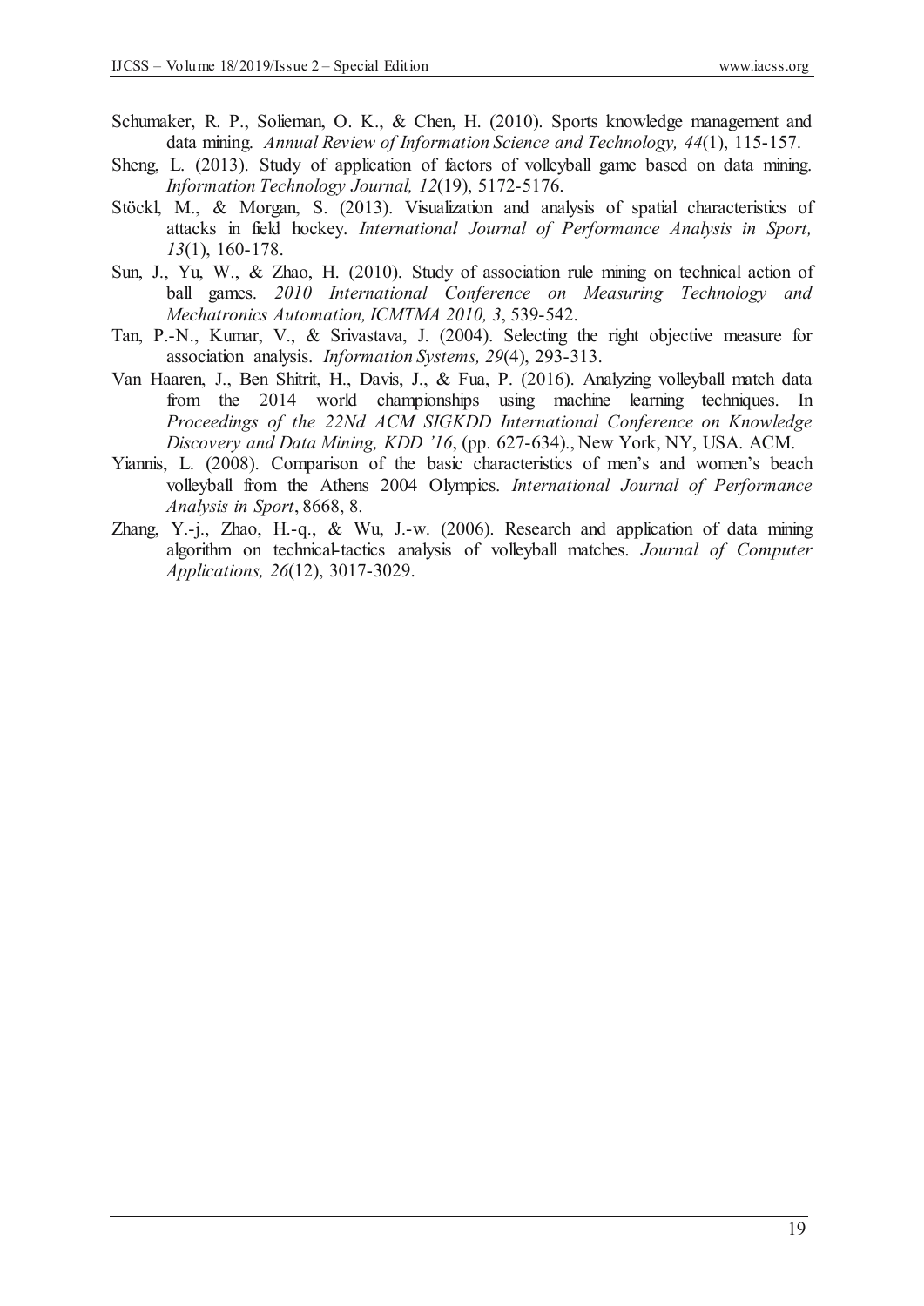Schumaker, R. P., Solieman, O. K., & Chen, H. (2010). Sports knowledge management and data mining. *Annual Review of Information Science and Technology, 44*(1), 115-157.

Sheng, L. (2013). Study of application of factors of volleyball game based on data mining. *Information Technology Journal, 12*(19), 5172-5176.

Stöckl, M., & Morgan, S. (2013). Visualization and analysis of spatial characteristics of attacks in field hockey. *International Journal of Performance Analysis in Sport, 13*(1), 160-178.

Sun, J., Yu, W., & Zhao, H. (2010). Study of association rule mining on technical action of ball games. *2010 International Conference on Measuring Technology and Mechatronics Automation, ICMTMA 2010, 3*, 539-542.

Tan, P.-N., Kumar, V., & Srivastava, J. (2004). Selecting the right objective measure for association analysis. *Information Systems, 29*(4), 293-313.

Van Haaren, J., Ben Shitrit, H., Davis, J., & Fua, P. (2016). Analyzing volleyball match data from the 2014 world championships using machine learning techniques. In *Proceedings of the 22Nd ACM SIGKDD International Conference on Knowledge Discovery and Data Mining, KDD '16*, (pp. 627-634)., New York, NY, USA. ACM.

Yiannis, L. (2008). Comparison of the basic characteristics of men's and women's beach volleyball from the Athens 2004 Olympics. *International Journal of Performance Analysis in Sport*, 8668, 8.

Zhang, Y.-j., Zhao, H.-q., & Wu, J.-w. (2006). Research and application of data mining algorithm on technical-tactics analysis of volleyball matches. *Journal of Computer Applications, 26*(12), 3017-3029.